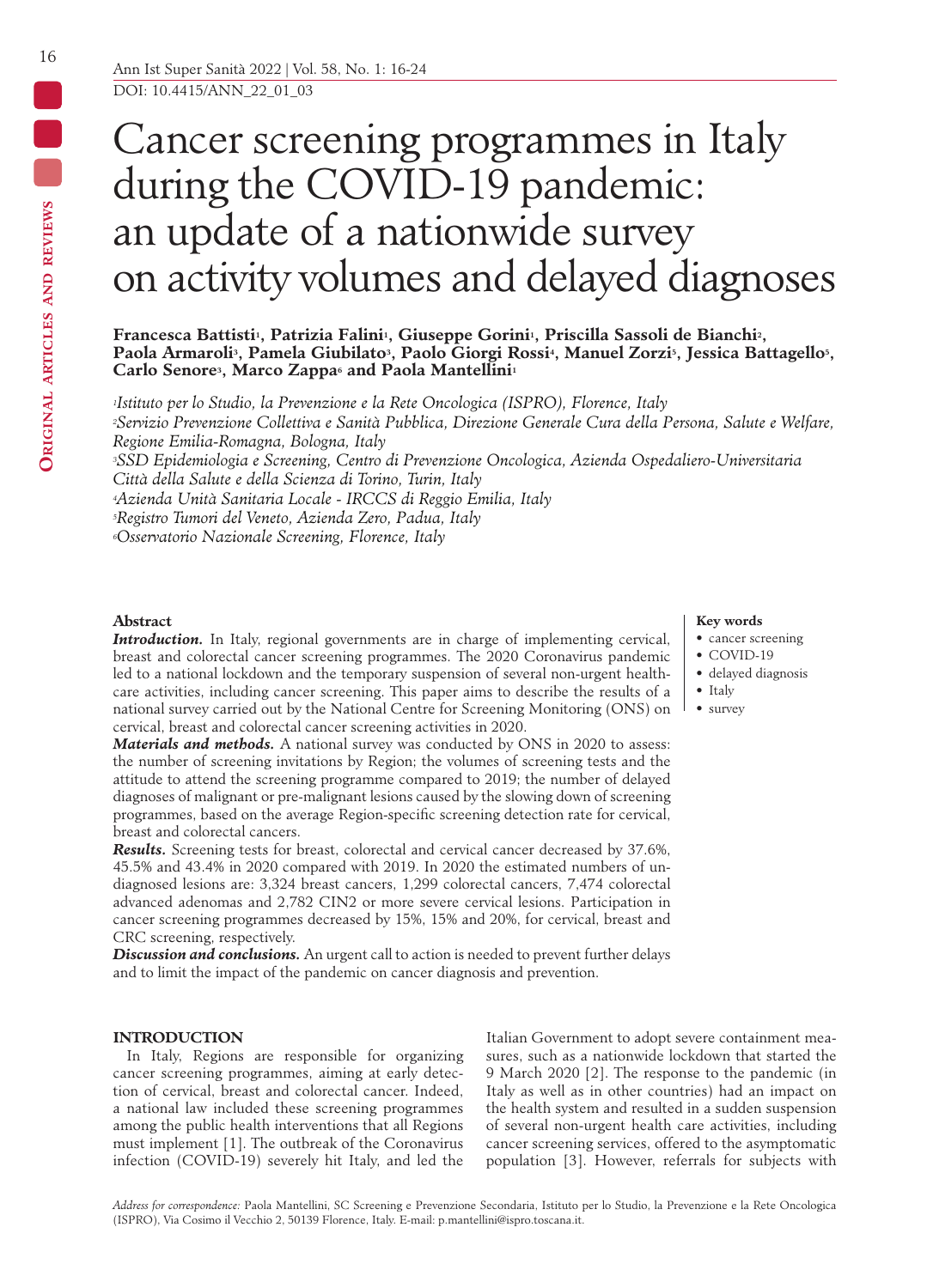# Cancer screening programmes in Italy during the COVID-19 pandemic: an update of a nationwide survey on activity volumes and delayed diagnoses

**Francesca Battisti[1], Patrizia Falini[1], Giuseppe Gorini[1], Priscilla Sassoli de Bianchi[2], Paola Armaroli[3], Pamela Giubilato[3], Paolo Giorgi Rossi[4], Manuel Zorzi[5], Jessica Battagello[5], Carlo Senore[3], Marco Zappa[6] and Paola Mantellini[1]**

[1] *Istituto per lo Studio, la Prevenzione e la Rete Oncologica (ISPRO), Florence, Italy*
[2] *Servizio Prevenzione Collettiva e Sanità Pubblica, Direzione Generale Cura della Persona, Salute e Welfare, Regione Emilia-Romagna, Bologna, Italy*
[3] *SSD Epidemiologia e Screening, Centro di Prevenzione Oncologica, Azienda Ospedaliero-Universitaria Città della Salute e della Scienza di Torino, Turin, Italy*
[4] *Azienda Unità Sanitaria Locale - IRCCS di Reggio Emilia, Italy*
[5] *Registro Tumori del Veneto, Azienda Zero, Padua, Italy*
[6] *Osservatorio Nazionale Screening, Florence, Italy*

## Abstract

***Introduction.*** In Italy, regional governments are in charge of implementing cervical, breast and colorectal cancer screening programmes. The 2020 Coronavirus pandemic led to a national lockdown and the temporary suspension of several non-urgent healthcare activities, including cancer screening. This paper aims to describe the results of a national survey carried out by the National Centre for Screening Monitoring (ONS) on cervical, breast and colorectal cancer screening activities in 2020.

***Materials and methods.*** A national survey was conducted by ONS in 2020 to assess: the number of screening invitations by Region; the volumes of screening tests and the attitude to attend the screening programme compared to 2019; the number of delayed diagnoses of malignant or pre-malignant lesions caused by the slowing down of screening programmes, based on the average Region-specific screening detection rate for cervical, breast and colorectal cancers.

***Results.*** Screening tests for breast, colorectal and cervical cancer decreased by 37.6%, 45.5% and 43.4% in 2020 compared with 2019. In 2020 the estimated numbers of undiagnosed lesions are: 3,324 breast cancers, 1,299 colorectal cancers, 7,474 colorectal advanced adenomas and 2,782 CIN2 or more severe cervical lesions. Participation in cancer screening programmes decreased by 15%, 15% and 20%, for cervical, breast and CRC screening, respectively.

***Discussion and conclusions.*** An urgent call to action is needed to prevent further delays and to limit the impact of the pandemic on cancer diagnosis and prevention.

**Key words**

- cancer screening
- COVID-19
- delayed diagnosis
- Italy
- survey

## INTRODUCTION

In Italy, Regions are responsible for organizing cancer screening programmes, aiming at early detection of cervical, breast and colorectal cancer. Indeed, a national law included these screening programmes among the public health interventions that all Regions must implement [1]. The outbreak of the Coronavirus infection (COVID-19) severely hit Italy, and led the Italian Government to adopt severe containment measures, such as a nationwide lockdown that started the 9 March 2020 [2]. The response to the pandemic (in Italy as well as in other countries) had an impact on the health system and resulted in a sudden suspension of several non-urgent health care activities, including cancer screening services, offered to the asymptomatic population [3]. However, referrals for subjects with

*Address for correspondence:* Paola Mantellini, SC Screening e Prevenzione Secondaria, Istituto per lo Studio, la Prevenzione e la Rete Oncologica (ISPRO), Via Cosimo il Vecchio 2, 50139 Florence, Italy. E-mail: p.mantellini@ispro.toscana.it.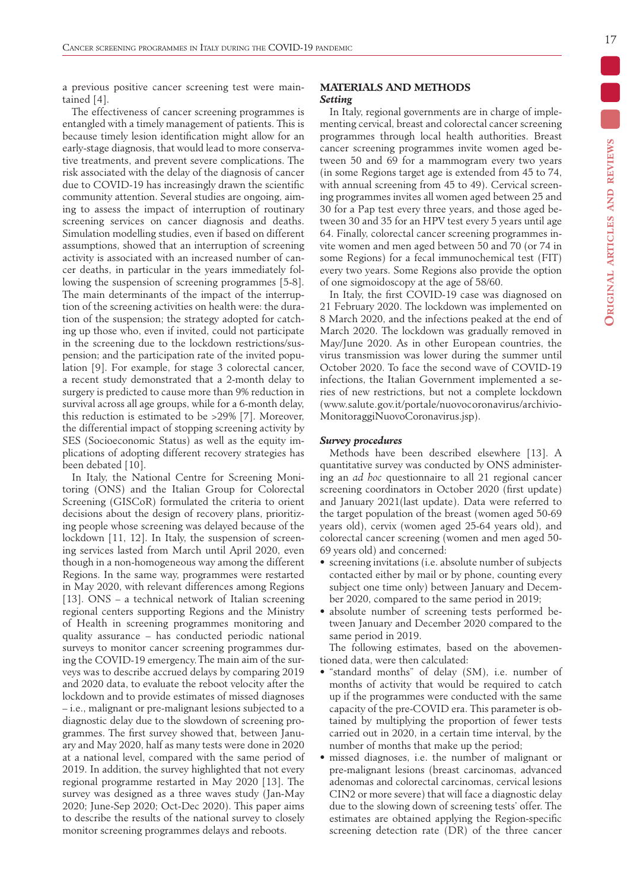a previous positive cancer screening test were maintained [4].

The effectiveness of cancer screening programmes is entangled with a timely management of patients. This is because timely lesion identification might allow for an early-stage diagnosis, that would lead to more conservative treatments, and prevent severe complications. The risk associated with the delay of the diagnosis of cancer due to COVID-19 has increasingly drawn the scientific community attention. Several studies are ongoing, aiming to assess the impact of interruption of routinary screening services on cancer diagnosis and deaths. Simulation modelling studies, even if based on different assumptions, showed that an interruption of screening activity is associated with an increased number of cancer deaths, in particular in the years immediately following the suspension of screening programmes [5-8]. The main determinants of the impact of the interruption of the screening activities on health were: the duration of the suspension; the strategy adopted for catching up those who, even if invited, could not participate in the screening due to the lockdown restrictions/suspension; and the participation rate of the invited population [9]. For example, for stage 3 colorectal cancer, a recent study demonstrated that a 2-month delay to surgery is predicted to cause more than 9% reduction in survival across all age groups, while for a 6-month delay, this reduction is estimated to be >29% [7]. Moreover, the differential impact of stopping screening activity by SES (Socioeconomic Status) as well as the equity implications of adopting different recovery strategies has been debated [10].

In Italy, the National Centre for Screening Monitoring (ONS) and the Italian Group for Colorectal Screening (GISCoR) formulated the criteria to orient decisions about the design of recovery plans, prioritizing people whose screening was delayed because of the lockdown [11, 12]. In Italy, the suspension of screening services lasted from March until April 2020, even though in a non-homogeneous way among the different Regions. In the same way, programmes were restarted in May 2020, with relevant differences among Regions [13]. ONS – a technical network of Italian screening regional centers supporting Regions and the Ministry of Health in screening programmes monitoring and quality assurance – has conducted periodic national surveys to monitor cancer screening programmes during the COVID-19 emergency. The main aim of the surveys was to describe accrued delays by comparing 2019 and 2020 data, to evaluate the reboot velocity after the lockdown and to provide estimates of missed diagnoses – i.e., malignant or pre-malignant lesions subjected to a diagnostic delay due to the slowdown of screening programmes. The first survey showed that, between January and May 2020, half as many tests were done in 2020 at a national level, compared with the same period of 2019. In addition, the survey highlighted that not every regional programme restarted in May 2020 [13]. The survey was designed as a three waves study (Jan-May 2020; June-Sep 2020; Oct-Dec 2020). This paper aims to describe the results of the national survey to closely monitor screening programmes delays and reboots.

## MATERIALS AND METHODS

### *Setting*

In Italy, regional governments are in charge of implementing cervical, breast and colorectal cancer screening programmes through local health authorities. Breast cancer screening programmes invite women aged between 50 and 69 for a mammogram every two years (in some Regions target age is extended from 45 to 74, with annual screening from 45 to 49). Cervical screening programmes invites all women aged between 25 and 30 for a Pap test every three years, and those aged between 30 and 35 for an HPV test every 5 years until age 64. Finally, colorectal cancer screening programmes invite women and men aged between 50 and 70 (or 74 in some Regions) for a fecal immunochemical test (FIT) every two years. Some Regions also provide the option of one sigmoidoscopy at the age of 58/60.

In Italy, the first COVID-19 case was diagnosed on 21 February 2020. The lockdown was implemented on 8 March 2020, and the infections peaked at the end of March 2020. The lockdown was gradually removed in May/June 2020. As in other European countries, the virus transmission was lower during the summer until October 2020. To face the second wave of COVID-19 infections, the Italian Government implemented a series of new restrictions, but not a complete lockdown (www.salute.gov.it/portale/nuovocoronavirus/archivioMonitoraggiNuovoCoronavirus.jsp).

### *Survey procedures*

Methods have been described elsewhere [13]. A quantitative survey was conducted by ONS administering an *ad hoc* questionnaire to all 21 regional cancer screening coordinators in October 2020 (first update) and January 2021(last update). Data were referred to the target population of the breast (women aged 50-69 years old), cervix (women aged 25-64 years old), and colorectal cancer screening (women and men aged 50-69 years old) and concerned:

- screening invitations (i.e. absolute number of subjects contacted either by mail or by phone, counting every subject one time only) between January and December 2020, compared to the same period in 2019;
- absolute number of screening tests performed between January and December 2020 compared to the same period in 2019.

The following estimates, based on the abovementioned data, were then calculated:

- "standard months" of delay (SM), i.e. number of months of activity that would be required to catch up if the programmes were conducted with the same capacity of the pre-COVID era. This parameter is obtained by multiplying the proportion of fewer tests carried out in 2020, in a certain time interval, by the number of months that make up the period;
- missed diagnoses, i.e. the number of malignant or pre-malignant lesions (breast carcinomas, advanced adenomas and colorectal carcinomas, cervical lesions CIN2 or more severe) that will face a diagnostic delay due to the slowing down of screening tests' offer. The estimates are obtained applying the Region-specific screening detection rate (DR) of the three cancer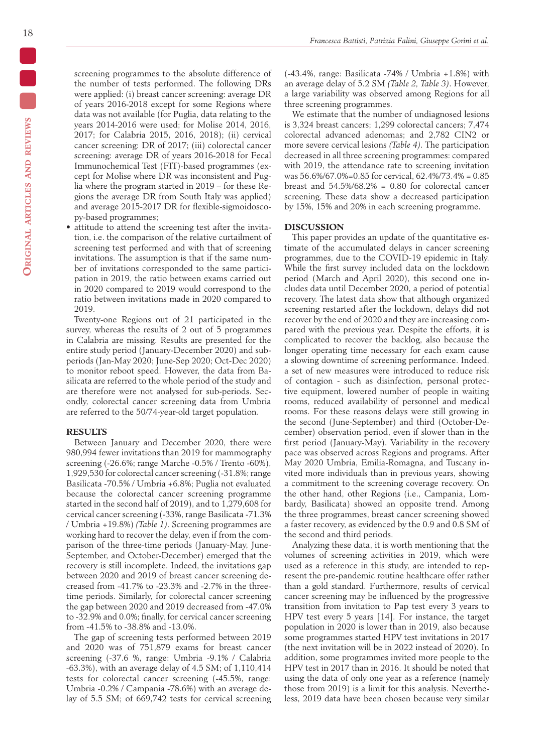screening programmes to the absolute difference of the number of tests performed. The following DRs were applied: (i) breast cancer screening: average DR of years 2016-2018 except for some Regions where data was not available (for Puglia, data relating to the years 2014-2016 were used; for Molise 2014, 2016, 2017; for Calabria 2015, 2016, 2018); (ii) cervical cancer screening: DR of 2017; (iii) colorectal cancer screening: average DR of years 2016-2018 for Fecal Immunochemical Test (FIT)-based programmes (except for Molise where DR was inconsistent and Puglia where the program started in 2019 – for these Regions the average DR from South Italy was applied) and average 2015-2017 DR for flexible-sigmoidoscopy-based programmes;

- attitude to attend the screening test after the invitation, i.e. the comparison of the relative curtailment of screening test performed and with that of screening invitations. The assumption is that if the same number of invitations corresponded to the same participation in 2019, the ratio between exams carried out in 2020 compared to 2019 would correspond to the ratio between invitations made in 2020 compared to 2019.

Twenty-one Regions out of 21 participated in the survey, whereas the results of 2 out of 5 programmes in Calabria are missing. Results are presented for the entire study period (January-December 2020) and subperiods (Jan-May 2020; June-Sep 2020; Oct-Dec 2020) to monitor reboot speed. However, the data from Basilicata are referred to the whole period of the study and are therefore were not analysed for sub-periods. Secondly, colorectal cancer screening data from Umbria are referred to the 50/74-year-old target population.

## RESULTS

Between January and December 2020, there were 980,994 fewer invitations than 2019 for mammography screening (-26.6%; range Marche -0.5% / Trento -60%), 1,929,530 for colorectal cancer screening (-31.8%; range Basilicata -70.5% / Umbria +6.8%; Puglia not evaluated because the colorectal cancer screening programme started in the second half of 2019), and to 1,279,608 for cervical cancer screening (-33%, range Basilicata -71.3% / Umbria +19.8%) *(Table 1)*. Screening programmes are working hard to recover the delay, even if from the comparison of the three-time periods (January-May, June-September, and October-December) emerged that the recovery is still incomplete. Indeed, the invitations gap between 2020 and 2019 of breast cancer screening decreased from -41.7% to -23.3% and -2.7% in the three-time periods. Similarly, for colorectal cancer screening the gap between 2020 and 2019 decreased from -47.0% to -32.9% and 0.0%; finally, for cervical cancer screening from -41.5% to -38.8% and -13.0%.

The gap of screening tests performed between 2019 and 2020 was of 751,879 exams for breast cancer screening (-37.6 %, range: Umbria -9.1% / Calabria -63.3%), with an average delay of 4.5 SM; of 1,110,414 tests for colorectal cancer screening (-45.5%, range: Umbria -0.2% / Campania -78.6%) with an average delay of 5.5 SM; of 669,742 tests for cervical screening (-43.4%, range: Basilicata -74% / Umbria +1.8%) with an average delay of 5.2 SM *(Table 2, Table 3)*. However, a large variability was observed among Regions for all three screening programmes.

We estimate that the number of undiagnosed lesions is 3,324 breast cancers; 1,299 colorectal cancers; 7,474 colorectal advanced adenomas; and 2,782 CIN2 or more severe cervical lesions *(Table 4)*. The participation decreased in all three screening programmes: compared with 2019, the attendance rate to screening invitation was 56.6%/67.0%=0.85 for cervical, 62.4%/73.4% = 0.85 breast and 54.5%/68.2% = 0.80 for colorectal cancer screening. These data show a decreased participation by 15%, 15% and 20% in each screening programme.

## DISCUSSION

This paper provides an update of the quantitative estimate of the accumulated delays in cancer screening programmes, due to the COVID-19 epidemic in Italy. While the first survey included data on the lockdown period (March and April 2020), this second one includes data until December 2020, a period of potential recovery. The latest data show that although organized screening restarted after the lockdown, delays did not recover by the end of 2020 and they are increasing compared with the previous year. Despite the efforts, it is complicated to recover the backlog, also because the longer operating time necessary for each exam cause a slowing downtime of screening performance. Indeed, a set of new measures were introduced to reduce risk of contagion - such as disinfection, personal protective equipment, lowered number of people in waiting rooms, reduced availability of personnel and medical rooms. For these reasons delays were still growing in the second (June-September) and third (October-December) observation period, even if slower than in the first period (January-May). Variability in the recovery pace was observed across Regions and programs. After May 2020 Umbria, Emilia-Romagna, and Tuscany invited more individuals than in previous years, showing a commitment to the screening coverage recovery. On the other hand, other Regions (i.e., Campania, Lombardy, Basilicata) showed an opposite trend. Among the three programmes, breast cancer screening showed a faster recovery, as evidenced by the 0.9 and 0.8 SM of the second and third periods.

Analyzing these data, it is worth mentioning that the volumes of screening activities in 2019, which were used as a reference in this study, are intended to represent the pre-pandemic routine healthcare offer rather than a gold standard. Furthermore, results of cervical cancer screening may be influenced by the progressive transition from invitation to Pap test every 3 years to HPV test every 5 years [14]. For instance, the target population in 2020 is lower than in 2019, also because some programmes started HPV test invitations in 2017 (the next invitation will be in 2022 instead of 2020). In addition, some programmes invited more people to the HPV test in 2017 than in 2016. It should be noted that using the data of only one year as a reference (namely those from 2019) is a limit for this analysis. Nevertheless, 2019 data have been chosen because very similar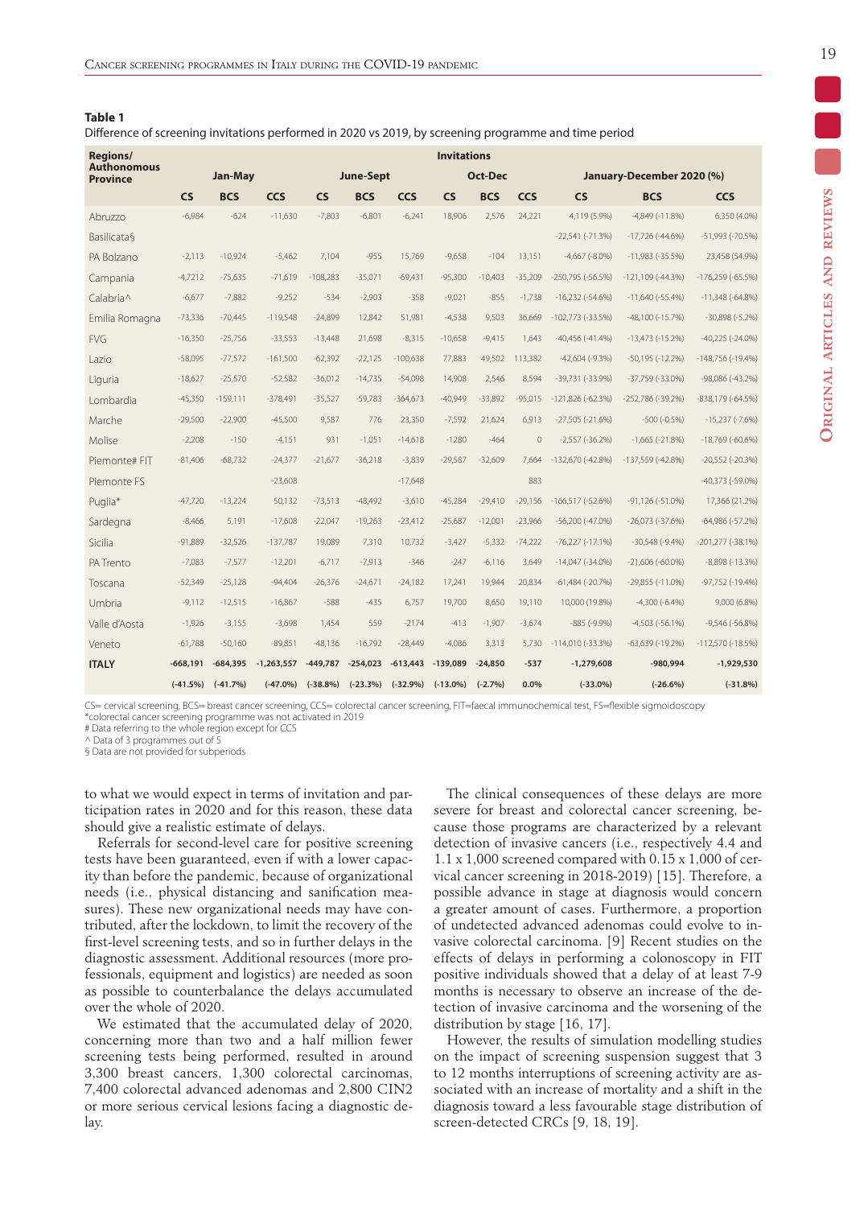**Table 1**

Difference of screening invitations performed in 2020 vs 2019, by screening programme and time period

| Regions/ Authonomous Province | Invitations | | | | | | | | | | | |
|---|---|---|---|---|---|---|---|---|---|---|---|---|
| | Jan-May | | | June-Sept | | | Oct-Dec | | | January-December 2020 (%) | | |
| | CS | BCS | CCS | CS | BCS | CCS | CS | BCS | CCS | CS | BCS | CCS |
| Abruzzo | -6,984 | -624 | -11,630 | -7,803 | -6,801 | -6,241 | 18,906 | 2,576 | 24,221 | 4,119 (5.9%) | -4,849 (-11.8%) | 6,350 (4.0%) |
| Basilicata§ | | | | | | | | | | -22,541 (-71.3%) | -17,726 (-44.6%) | -51,993 (-70.5%) |
| PA Bolzano | -2,113 | -10,924 | -5,462 | 7,104 | -955 | 15,769 | -9,658 | -104 | 13,151 | -4,667 (-8.0%) | -11,983 (-35.5%) | 23,458 (54.9%) |
| Campania | -4,7212 | -75,635 | -71,619 | -108,283 | -35,071 | -69,431 | -95,300 | -10,403 | -35,209 | -250,795 (-56.5%) | -121,109 (-44.3%) | -176,259 (-65.5%) |
| Calabria^ | -6,677 | -7,882 | -9,252 | -534 | -2,903 | -358 | -9,021 | -855 | -1,738 | -16,232 (-54.6%) | -11,640 (-55.4%) | -11,348 (-64.8%) |
| Emilia Romagna | -73,336 | -70,445 | -119,548 | -24,899 | 12,842 | 51,981 | -4,538 | 9,503 | 36,669 | -102,773 (-33.5%) | -48,100 (-15.7%) | -30,898 (-5.2%) |
| FVG | -16,350 | -25,756 | -33,553 | -13,448 | 21,698 | -8,315 | -10,658 | -9,415 | 1,643 | -40,456 (-41.4%) | -13,473 (-15.2%) | -40,225 (-24.0%) |
| Lazio | -58,095 | -77,572 | -161,500 | -62,392 | -22,125 | -100,638 | 77,883 | 49,502 | 113,382 | -42,604 (-9.3%) | -50,195 (-12.2%) | -148,756 (-19.4%) |
| Liguria | -18,627 | -25,570 | -52,582 | -36,012 | -14,735 | -54,098 | 14,908 | 2,546 | 8,594 | -39,731 (-33.9%) | -37,759 (-33.0%) | -98,086 (-43.2%) |
| Lombardia | -45,350 | -159,111 | -378,491 | -35,527 | -59,783 | -364,673 | -40,949 | -33,892 | -95,015 | -121,826 (-62.3%) | -252,786 (-39.2%) | -838,179 (-64.5%) |
| Marche | -29,500 | -22,900 | -45,500 | 9,587 | 776 | 23,350 | -7,592 | 21,624 | 6,913 | -27,505 (-21.6%) | -500 (-0.5%) | -15,237 (-7.6%) |
| Molise | -2,208 | -150 | -4,151 | 931 | -1,051 | -14,618 | -1280 | -464 | 0 | -2,557 (-36.2%) | -1,665 (-21.8%) | -18,769 (-60.6%) |
| Piemonte# FIT | -81,406 | -68,732 | -24,377 | -21,677 | -36,218 | -3,839 | -29,587 | -32,609 | 7,664 | -132,670 (-42.8%) | -137,559 (-42.8%) | -20,552 (-20.3%) |
| Piemonte FS | | | -23,608 | | | -17,648 | | | 883 | | | -40,373 (-59.0%) |
| Puglia* | -47,720 | -13,224 | 50,132 | -73,513 | -48,492 | -3,610 | -45,284 | -29,410 | -29,156 | -166,517 (-52.6%) | -91,126 (-51.0%) | 17,366 (21.2%) |
| Sardegna | -8,466 | 5,191 | -17,608 | -22,047 | -19,263 | -23,412 | -25,687 | -12,001 | -23,966 | -56,200 (-47.0%) | -26,073 (-37.6%) | -64,986 (-57.2%) |
| Sicilia | -91,889 | -32,526 | -137,787 | 19,089 | 7,310 | 10,732 | -3,427 | -5,332 | -74,222 | -76,227 (-17.1%) | -30,548 (-9.4%) | -201,277 (-38.1%) |
| PA Trento | -7,083 | -7,577 | -12,201 | -6,717 | -7,913 | -346 | -247 | -6,116 | 3,649 | -14,047 (-34.0%) | -21,606 (-60.0%) | -8,898 (-13.3%) |
| Toscana | -52,349 | -25,128 | -94,404 | -26,376 | -24,671 | -24,182 | 17,241 | 19,944 | 20,834 | -61,484 (-20.7%) | -29,855 (-11.0%) | -97,752 (-19.4%) |
| Umbria | -9,112 | -12,515 | -16,867 | -588 | -435 | 6,757 | 19,700 | 8,650 | 19,110 | 10,000 (19.8%) | -4,300 (-6.4%) | 9,000 (6.8%) |
| Valle d'Aosta | -1,926 | -3,155 | -3,698 | 1,454 | 559 | -2174 | -413 | -1,907 | -3,674 | -885 (-9.9%) | -4,503 (-56.1%) | -9,546 (-56.8%) |
| Veneto | -61,788 | -50,160 | -89,851 | -48,136 | -16,792 | -28,449 | -4,086 | 3,313 | 5,730 | -114,010 (-33.3%) | -63,639 (-19.2%) | -112,570 (-18.5%) |
| **ITALY** | **-668,191** | **-684,395** | **-1,263,557** | **-449,787** | **-254,023** | **-613,443** | **-139,089** | **-24,850** | **-537** | **-1,279,608** | **-980,994** | **-1,929,530** |
| | **(-41.5%)** | **(-41.7%)** | **(-47.0%)** | **(-38.8%)** | **(-23.3%)** | **(-32.9%)** | **(-13.0%)** | **(-2.7%)** | **0.0%** | **(-33.0%)** | **(-26.6%)** | **(-31.8%)** |

CS= cervical screening, BCS= breast cancer screening, CCS= colorectal cancer screening, FIT=faecal immunochemical test, FS=flexible sigmoidoscopy
*colorectal cancer screening programme was not activated in 2019
# Data referring to the whole region except for CCS
^ Data of 3 programmes out of 5
§ Data are not provided for subperiods

to what we would expect in terms of invitation and participation rates in 2020 and for this reason, these data should give a realistic estimate of delays.

Referrals for second-level care for positive screening tests have been guaranteed, even if with a lower capacity than before the pandemic, because of organizational needs (i.e., physical distancing and sanification measures). These new organizational needs may have contributed, after the lockdown, to limit the recovery of the first-level screening tests, and so in further delays in the diagnostic assessment. Additional resources (more professionals, equipment and logistics) are needed as soon as possible to counterbalance the delays accumulated over the whole of 2020.

We estimated that the accumulated delay of 2020, concerning more than two and a half million fewer screening tests being performed, resulted in around 3,300 breast cancers, 1,300 colorectal carcinomas, 7,400 colorectal advanced adenomas and 2,800 CIN2 or more serious cervical lesions facing a diagnostic delay.

The clinical consequences of these delays are more severe for breast and colorectal cancer screening, because those programs are characterized by a relevant detection of invasive cancers (i.e., respectively 4.4 and 1.1 x 1,000 screened compared with 0.15 x 1,000 of cervical cancer screening in 2018-2019) [15]. Therefore, a possible advance in stage at diagnosis would concern a greater amount of cases. Furthermore, a proportion of undetected advanced adenomas could evolve to invasive colorectal carcinoma. [9] Recent studies on the effects of delays in performing a colonoscopy in FIT positive individuals showed that a delay of at least 7-9 months is necessary to observe an increase of the detection of invasive carcinoma and the worsening of the distribution by stage [16, 17].

However, the results of simulation modelling studies on the impact of screening suspension suggest that 3 to 12 months interruptions of screening activity are associated with an increase of mortality and a shift in the diagnosis toward a less favourable stage distribution of screen-detected CRCs [9, 18, 19].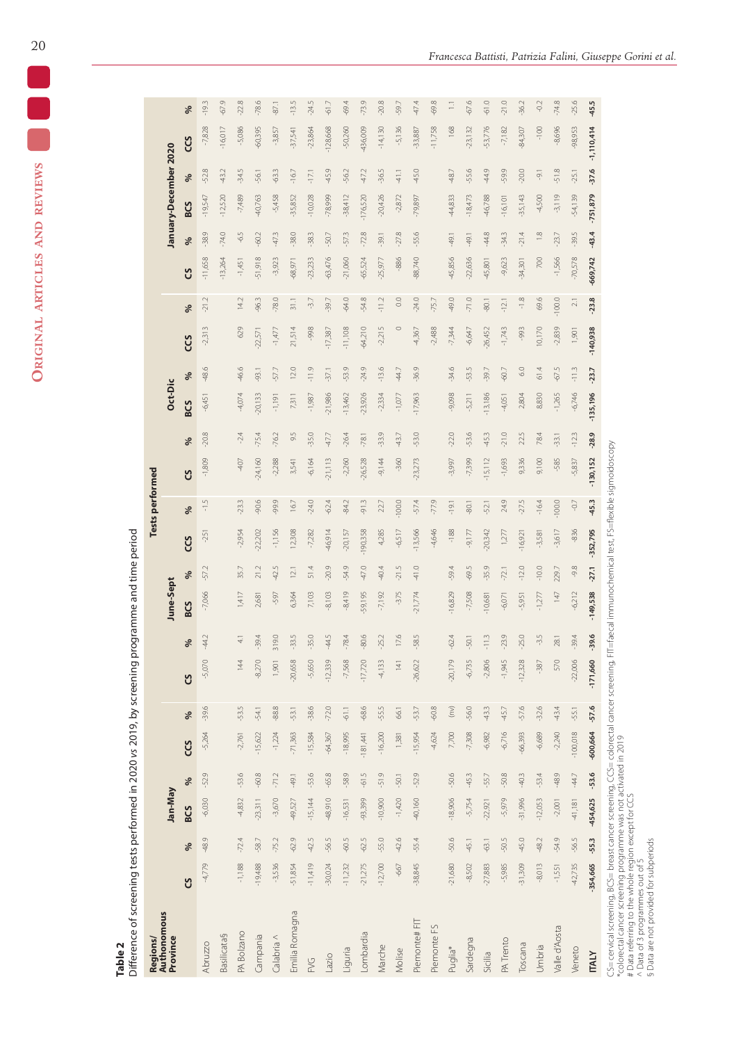**Table 2**
Difference of screening tests performed in 2020 vs 2019, by screening programme and time period

| Regions/ Authonomous Province | Tests performed | | | | | | | | | | | | | | | | | | | | | | | |
|---|---|---|---|---|---|---|---|---|---|---|---|---|---|---|---|---|---|---|---|---|---|---|---|---|
| | Jan-May | | | | | | June-Sept | | | | | | Oct-Dic | | | | | | January-December 2020 | | | | | |
| | CS | % | BCS | % | CCS | % | CS | % | BCS | % | CCS | % | CS | % | BCS | % | CCS | % | CS | % | BCS | % | CCS | % |
| Abruzzo | -4,779 | -48.9 | -6,030 | -52.9 | -5,264 | -39.6 | -5,070 | -44.2 | -7,066 | -57.2 | -251 | -1.5 | -1,809 | -20.8 | -6,451 | -48.6 | -2,313 | -21.2 | -11,658 | -38.9 | -19,547 | -52.8 | -7,828 | -19.3 |
| Basilicata§ | | | | | | | | | | | | | | | | | | | -13,264 | -74.0 | -12,520 | -43.2 | -16,017 | -67.9 |
| PA Bolzano | -1,188 | -72.4 | -4,832 | -53.6 | -2,761 | -53.5 | 144 | 4.1 | 1,417 | 35.7 | -2,954 | -23.3 | -407 | -2.4 | -4,074 | -46.6 | 629 | 14.2 | -1,451 | -6.5 | -7,489 | -34.5 | -5,086 | -22.8 |
| Campania | -19,488 | -58.7 | -23,311 | -60.8 | -15,622 | -54.1 | -8,270 | -39.4 | 2,681 | 21.2 | -22,202 | -90.6 | -24,160 | -75.4 | -20,133 | -93.1 | -22,571 | -96.3 | -51,918 | -60.2 | -40,763 | -56.1 | -60,395 | -78.6 |
| Calabria ^ | -3,536 | -75.2 | -3,670 | -71.2 | -1,224 | -88.8 | 1,901 | 319.0 | -597 | -42.5 | -1,156 | -99.9 | -2,288 | -76.2 | -1,191 | -57.7 | -1,477 | -78.0 | -3,923 | -47.3 | -5,458 | -63.3 | -3,857 | -87.1 |
| Emilia Romagna | -51,854 | -62.9 | -49,527 | -49.1 | -71,363 | -53.1 | -20,658 | -33.5 | 6,364 | 12.1 | 12,308 | 16.7 | 3,541 | 9.5 | 7,311 | 12.0 | 21,514 | 31.1 | -68,971 | -38.0 | -35,852 | -16.7 | -37,541 | -13.5 |
| FVG | -11,419 | -42.5 | -15,144 | -53.6 | -15,584 | -38.6 | -5,650 | -35.0 | 7,103 | 51.4 | -7,282 | -24.0 | -6,164 | -35.0 | -1,987 | -11.9 | -998 | -3.7 | -23,233 | -38.3 | -10,028 | -17.1 | -23,864 | -24.5 |
| Lazio | -30,024 | -56.5 | -48,910 | -65.8 | -64,367 | -72.0 | -12,339 | -44.5 | -8,103 | -20.9 | -46,914 | -62.4 | -21,113 | -47.7 | -21,986 | -37.1 | -17,387 | -39.7 | -63,476 | -50.7 | -78,999 | -45.9 | -128,668 | -61.7 |
| Liguria | -11,232 | -60.5 | -16,531 | -58.9 | -18,995 | -61.1 | -7,568 | -78.4 | -8,419 | -54.9 | -20,157 | -84.2 | -2,260 | -26.4 | -13,462 | -53.9 | -11,108 | -64.0 | -21,060 | -57.3 | -38,412 | -56.2 | -50,260 | -69.4 |
| Lombardia | -21,275 | -62.5 | -93,399 | -61.5 | -181,441 | -68.6 | -17,720 | -80.6 | -59,195 | -47.0 | -190,358 | -91.3 | -26,528 | -78.1 | -23,926 | -24.9 | -64,210 | -54.8 | -65,524 | -72.8 | -176,520 | -47.2 | -436,009 | -73.9 |
| Marche | -12,700 | -55.0 | -10,900 | -51.9 | -16,200 | -55.5 | -4,133 | -25.2 | -7,192 | -40.4 | 4,285 | 22.7 | -9,144 | -33.9 | -2,334 | -13.6 | -2,215 | -11.2 | -25,977 | -39.1 | -20,426 | -36.5 | -14,130 | -20.8 |
| Molise | -667 | -42.6 | -1,420 | -50.1 | 1,381 | 66.1 | 141 | 17.6 | -375 | -21.5 | -6,517 | -100.0 | -360 | -43.7 | -1,077 | -44.7 | 0 | 0.0 | -886 | -27.8 | -2,872 | -41.1 | -5,136 | -59.7 |
| Piemonte# FIT | -38,845 | -55.4 | -40,160 | -52.9 | -15,954 | -53.7 | -26,622 | -58.5 | -21,774 | -41.0 | -13,566 | -57.4 | -23,273 | -53.0 | -17,963 | -36.9 | -4,367 | -24.0 | -88,740 | -55.6 | -79,897 | -45.0 | -33,887 | -47.4 |
| Piemonte FS | | | | | -4,624 | -60.8 | | | | | -4,646 | -77.9 | | | | | -2,488 | -75.7 | | | | | -11,758 | -69.8 |
| Puglia* | -21,680 | -50.6 | -18,906 | -50.6 | 7,700 | (nv) | -20,179 | -62.4 | -16,829 | -59.4 | -188 | -19.1 | -3,997 | -22.0 | -9,098 | -34.6 | -7,344 | -49.0 | -45,856 | -49.1 | -44,833 | -48.7 | 168 | 1.1 |
| Sardegna | -8,502 | -45.1 | -5,754 | -45.3 | -7,308 | -56.0 | -6,735 | -50.1 | -7,508 | -69.5 | -9,177 | -80.1 | -7,399 | -53.6 | -5,211 | -53.5 | -6,647 | -71.0 | -22,636 | -49.1 | -18,473 | -55.6 | -23,132 | -67.6 |
| Sicilia | -27,883 | -63.1 | -22,921 | -55.7 | -6,982 | -43.3 | -2,806 | -11.3 | -10,681 | -35.9 | -20,342 | -52.1 | -15,112 | -45.3 | -13,186 | -39.7 | -26,452 | -80.1 | -45,801 | -44.8 | -46,788 | -44.9 | -53,776 | -61.0 |
| PA Trento | -5,985 | -50.5 | -5,979 | -50.8 | -6,716 | -45.7 | -1,945 | -23.9 | -6,071 | -72.1 | 1,277 | 24.9 | -1,693 | -21.0 | -4,051 | -60.7 | -1,743 | -12.1 | -9,623 | -34.3 | -16,101 | -59.9 | -7,182 | -21.0 |
| Toscana | -31,309 | -45.0 | -31,996 | -40.3 | -66,393 | -57.6 | -12,328 | -25.0 | -5,951 | -12.0 | -16,921 | -27.5 | 9,336 | 22.5 | 2,804 | 6.0 | -993 | -1.8 | -34,301 | -21.4 | -35,143 | -20.0 | -84,307 | -36.2 |
| Umbria | -8,013 | -48.2 | -12,053 | -53.4 | -6,689 | -32.6 | -387 | -3.5 | -1,277 | -10.0 | -3,581 | -16.4 | 9,100 | 78.4 | 8,830 | 61.4 | 10,170 | 69.6 | 700 | 1.8 | -4,500 | -9.1 | -100 | -0.2 |
| Valle d'Aosta | -1,551 | -54.9 | -2,001 | -48.9 | -2,240 | -43.4 | 570 | 28.1 | 147 | 229.7 | -3,617 | -100.0 | -585 | -33.1 | -1,265 | -67.5 | -2,839 | -100.0 | -1,566 | -23.7 | -3,119 | -51.8 | -8,696 | -74.8 |
| Veneto | -42,735 | -56.5 | -41,181 | -44.7 | -100,018 | -55.1 | -22,006 | -39.4 | -6,212 | -9.8 | -836 | -0.7 | -5,837 | -12.3 | -6,746 | -11.3 | 1,901 | 2.1 | -70,578 | -39.5 | -54,139 | -25.1 | -98,953 | -25.6 |
| **ITALY** | **-354,665** | **-55.3** | **-454,625** | **-53.6** | **-600,664** | **-57.6** | **-171,660** | **-39.6** | **-149,538** | **-27.1** | **-352,795** | **-45.3** | **-130,152** | **-28.9** | **-135,196** | **-23.7** | **-140,938** | **-23.8** | **-669,742** | **-43.4** | **-751,879** | **-37.6** | **-1,110,414** | **-45.5** |

CS= cervical screening, BCS= breast cancer screening, CCS= colorectal cancer screening, FIT=faecal immunochemical test, FS=flexible sigmoidoscopy
*colorectal cancer screening programme was not activated in 2019
# Data referring to the whole region except for CCS
^ Data of 3 programmes out of 5
§ Data are not provided for subperiods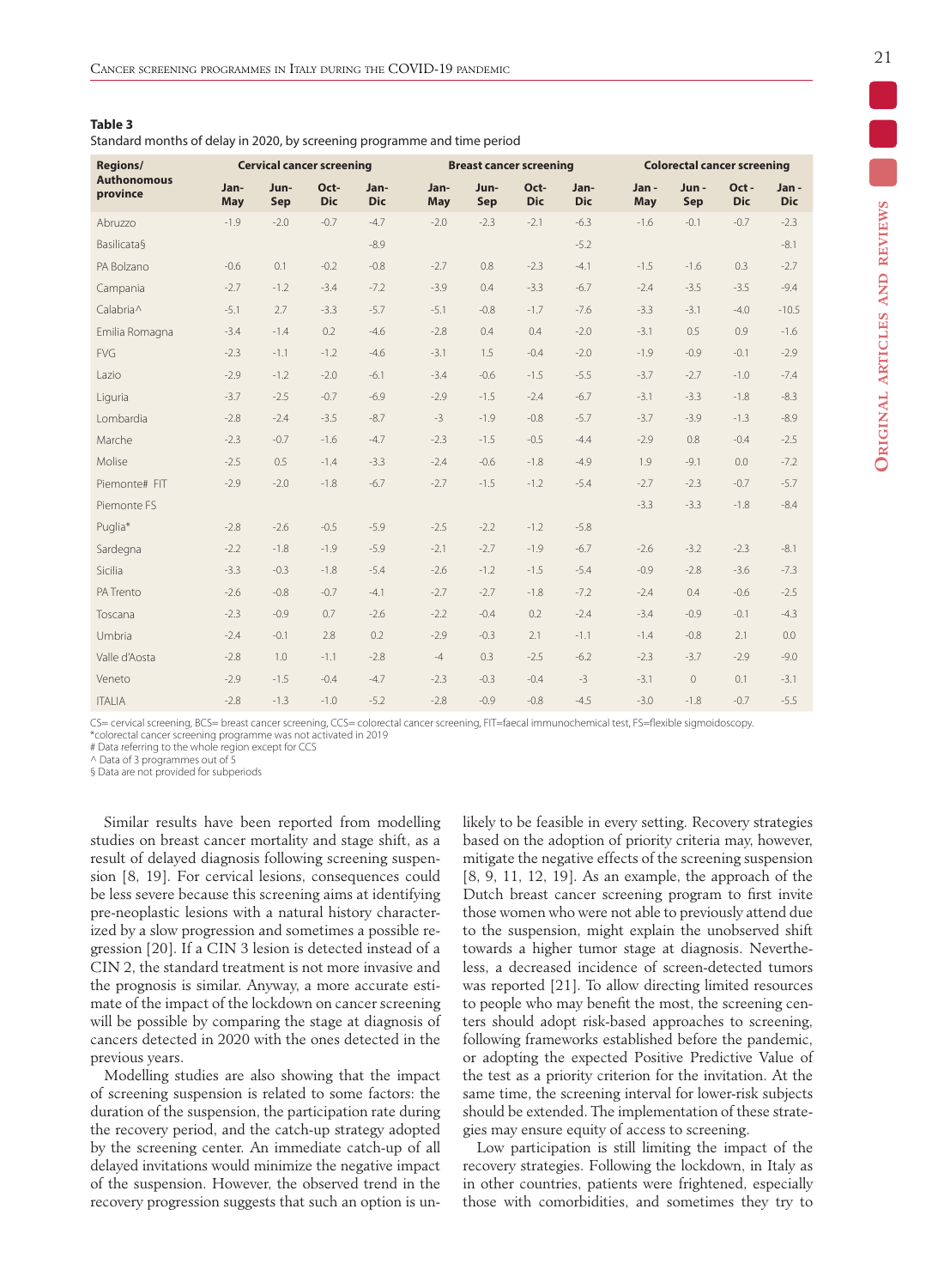**Table 3**
Standard months of delay in 2020, by screening programme and time period

| Regions/ Authonomous province | Cervical cancer screening | | | | Breast cancer screening | | | | Colorectal cancer screening | | | |
|---|---|---|---|---|---|---|---|---|---|---|---|---|
| | Jan-May | Jun-Sep | Oct-Dic | Jan-Dic | Jan-May | Jun-Sep | Oct-Dic | Jan-Dic | Jan - May | Jun - Sep | Oct - Dic | Jan - Dic |
| Abruzzo | -1.9 | -2.0 | -0.7 | -4.7 | -2.0 | -2.3 | -2.1 | -6.3 | -1.6 | -0.1 | -0.7 | -2.3 |
| Basilicata§ | | | | -8.9 | | | | -5.2 | | | | -8.1 |
| PA Bolzano | -0.6 | 0.1 | -0.2 | -0.8 | -2.7 | 0.8 | -2.3 | -4.1 | -1.5 | -1.6 | 0.3 | -2.7 |
| Campania | -2.7 | -1.2 | -3.4 | -7.2 | -3.9 | 0.4 | -3.3 | -6.7 | -2.4 | -3.5 | -3.5 | -9.4 |
| Calabria^ | -5.1 | 2.7 | -3.3 | -5.7 | -5.1 | -0.8 | -1.7 | -7.6 | -3.3 | -3.1 | -4.0 | -10.5 |
| Emilia Romagna | -3.4 | -1.4 | 0.2 | -4.6 | -2.8 | 0.4 | 0.4 | -2.0 | -3.1 | 0.5 | 0.9 | -1.6 |
| FVG | -2.3 | -1.1 | -1.2 | -4.6 | -3.1 | 1.5 | -0.4 | -2.0 | -1.9 | -0.9 | -0.1 | -2.9 |
| Lazio | -2.9 | -1.2 | -2.0 | -6.1 | -3.4 | -0.6 | -1.5 | -5.5 | -3.7 | -2.7 | -1.0 | -7.4 |
| Liguria | -3.7 | -2.5 | -0.7 | -6.9 | -2.9 | -1.5 | -2.4 | -6.7 | -3.1 | -3.3 | -1.8 | -8.3 |
| Lombardia | -2.8 | -2.4 | -3.5 | -8.7 | -3 | -1.9 | -0.8 | -5.7 | -3.7 | -3.9 | -1.3 | -8.9 |
| Marche | -2.3 | -0.7 | -1.6 | -4.7 | -2.3 | -1.5 | -0.5 | -4.4 | -2.9 | 0.8 | -0.4 | -2.5 |
| Molise | -2.5 | 0.5 | -1.4 | -3.3 | -2.4 | -0.6 | -1.8 | -4.9 | 1.9 | -9.1 | 0.0 | -7.2 |
| Piemonte# FIT | -2.9 | -2.0 | -1.8 | -6.7 | -2.7 | -1.5 | -1.2 | -5.4 | -2.7 | -2.3 | -0.7 | -5.7 |
| Piemonte FS | | | | | | | | | -3.3 | -3.3 | -1.8 | -8.4 |
| Puglia* | -2.8 | -2.6 | -0.5 | -5.9 | -2.5 | -2.2 | -1.2 | -5.8 | | | | |
| Sardegna | -2.2 | -1.8 | -1.9 | -5.9 | -2.1 | -2.7 | -1.9 | -6.7 | -2.6 | -3.2 | -2.3 | -8.1 |
| Sicilia | -3.3 | -0.3 | -1.8 | -5.4 | -2.6 | -1.2 | -1.5 | -5.4 | -0.9 | -2.8 | -3.6 | -7.3 |
| PA Trento | -2.6 | -0.8 | -0.7 | -4.1 | -2.7 | -2.7 | -1.8 | -7.2 | -2.4 | 0.4 | -0.6 | -2.5 |
| Toscana | -2.3 | -0.9 | 0.7 | -2.6 | -2.2 | -0.4 | 0.2 | -2.4 | -3.4 | -0.9 | -0.1 | -4.3 |
| Umbria | -2.4 | -0.1 | 2.8 | 0.2 | -2.9 | -0.3 | 2.1 | -1.1 | -1.4 | -0.8 | 2.1 | 0.0 |
| Valle d'Aosta | -2.8 | 1.0 | -1.1 | -2.8 | -4 | 0.3 | -2.5 | -6.2 | -2.3 | -3.7 | -2.9 | -9.0 |
| Veneto | -2.9 | -1.5 | -0.4 | -4.7 | -2.3 | -0.3 | -0.4 | -3 | -3.1 | 0 | 0.1 | -3.1 |
| ITALIA | -2.8 | -1.3 | -1.0 | -5.2 | -2.8 | -0.9 | -0.8 | -4.5 | -3.0 | -1.8 | -0.7 | -5.5 |

CS= cervical screening, BCS= breast cancer screening, CCS= colorectal cancer screening, FIT=faecal immunochemical test, FS=flexible sigmoidoscopy.
*colorectal cancer screening programme was not activated in 2019
# Data referring to the whole region except for CCS
^ Data of 3 programmes out of 5
§ Data are not provided for subperiods

Similar results have been reported from modelling studies on breast cancer mortality and stage shift, as a result of delayed diagnosis following screening suspension [8, 19]. For cervical lesions, consequences could be less severe because this screening aims at identifying pre-neoplastic lesions with a natural history characterized by a slow progression and sometimes a possible regression [20]. If a CIN 3 lesion is detected instead of a CIN 2, the standard treatment is not more invasive and the prognosis is similar. Anyway, a more accurate estimate of the impact of the lockdown on cancer screening will be possible by comparing the stage at diagnosis of cancers detected in 2020 with the ones detected in the previous years.

Modelling studies are also showing that the impact of screening suspension is related to some factors: the duration of the suspension, the participation rate during the recovery period, and the catch-up strategy adopted by the screening center. An immediate catch-up of all delayed invitations would minimize the negative impact of the suspension. However, the observed trend in the recovery progression suggests that such an option is unlikely to be feasible in every setting. Recovery strategies based on the adoption of priority criteria may, however, mitigate the negative effects of the screening suspension [8, 9, 11, 12, 19]. As an example, the approach of the Dutch breast cancer screening program to first invite those women who were not able to previously attend due to the suspension, might explain the unobserved shift towards a higher tumor stage at diagnosis. Nevertheless, a decreased incidence of screen-detected tumors was reported [21]. To allow directing limited resources to people who may benefit the most, the screening centers should adopt risk-based approaches to screening, following frameworks established before the pandemic, or adopting the expected Positive Predictive Value of the test as a priority criterion for the invitation. At the same time, the screening interval for lower-risk subjects should be extended. The implementation of these strategies may ensure equity of access to screening.

Low participation is still limiting the impact of the recovery strategies. Following the lockdown, in Italy as in other countries, patients were frightened, especially those with comorbidities, and sometimes they try to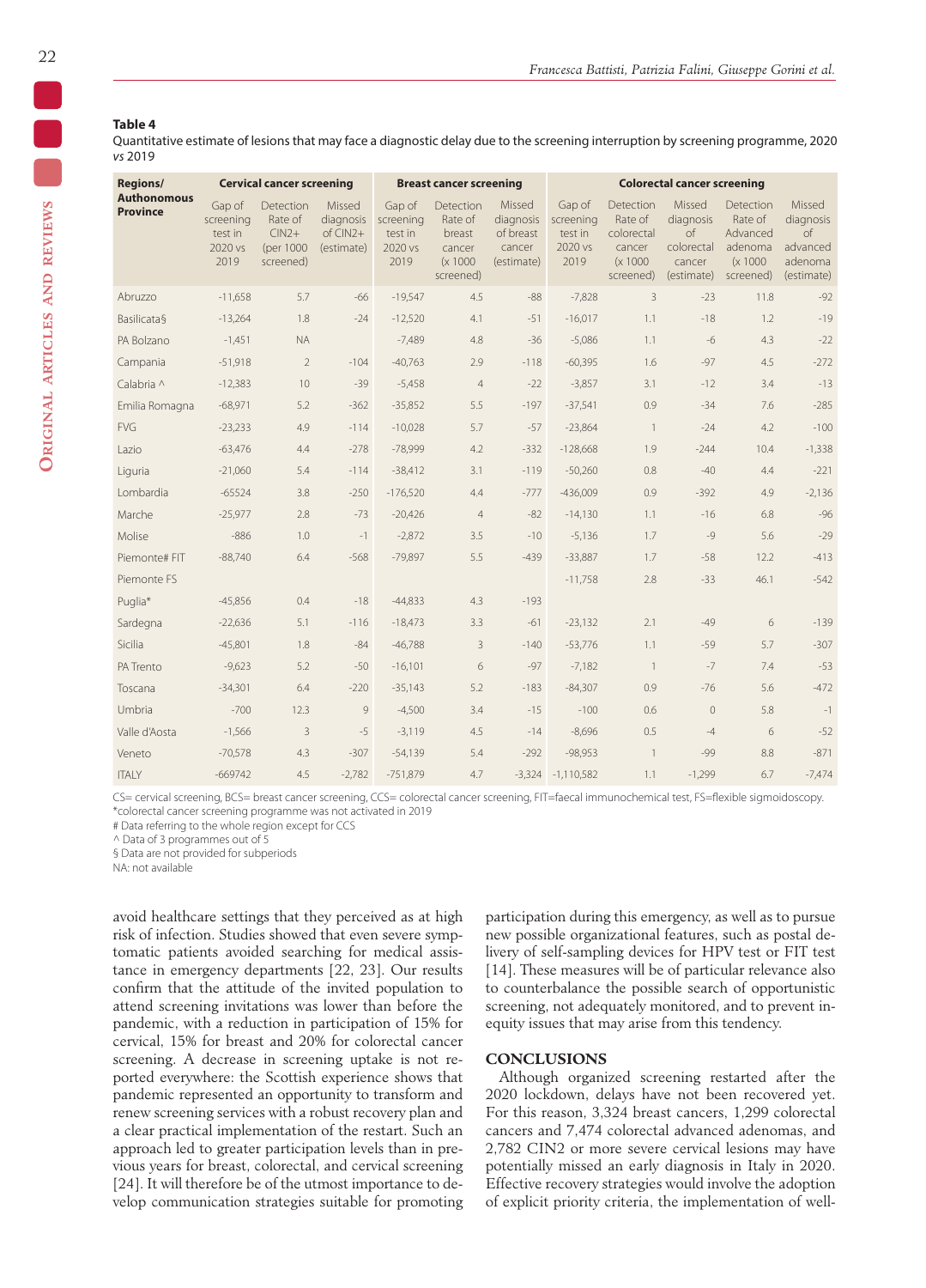**Table 4**
Quantitative estimate of lesions that may face a diagnostic delay due to the screening interruption by screening programme, 2020 *vs* 2019

| Regions/ Autonomous Province | Cervical cancer screening | | | Breast cancer screening | | | Colorectal cancer screening | | | | |
|---|---|---|---|---|---|---|---|---|---|---|---|
| | Gap of screening test in 2020 vs 2019 | Detection Rate of CIN2+ (per 1000 screened) | Missed diagnosis of CIN2+ (estimate) | Gap of screening test in 2020 vs 2019 | Detection Rate of breast cancer (x 1000 screened) | Missed diagnosis of breast cancer (estimate) | Gap of screening test in 2020 vs 2019 | Detection Rate of colorectal cancer (x 1000 screened) | Missed diagnosis of colorectal cancer (estimate) | Detection Rate of Advanced adenoma (x 1000 screened) | Missed diagnosis of advanced adenoma (estimate) |
| Abruzzo | -11,658 | 5.7 | -66 | -19,547 | 4.5 | -88 | -7,828 | 3 | -23 | 11.8 | -92 |
| Basilicata§ | -13,264 | 1.8 | -24 | -12,520 | 4.1 | -51 | -16,017 | 1.1 | -18 | 1.2 | -19 |
| PA Bolzano | -1,451 | NA | | -7,489 | 4.8 | -36 | -5,086 | 1.1 | -6 | 4.3 | -22 |
| Campania | -51,918 | 2 | -104 | -40,763 | 2.9 | -118 | -60,395 | 1.6 | -97 | 4.5 | -272 |
| Calabria ^ | -12,383 | 10 | -39 | -5,458 | 4 | -22 | -3,857 | 3.1 | -12 | 3.4 | -13 |
| Emilia Romagna | -68,971 | 5.2 | -362 | -35,852 | 5.5 | -197 | -37,541 | 0.9 | -34 | 7.6 | -285 |
| FVG | -23,233 | 4.9 | -114 | -10,028 | 5.7 | -57 | -23,864 | 1 | -24 | 4.2 | -100 |
| Lazio | -63,476 | 4.4 | -278 | -78,999 | 4.2 | -332 | -128,668 | 1.9 | -244 | 10.4 | -1,338 |
| Liguria | -21,060 | 5.4 | -114 | -38,412 | 3.1 | -119 | -50,260 | 0.8 | -40 | 4.4 | -221 |
| Lombardia | -65524 | 3.8 | -250 | -176,520 | 4.4 | -777 | -436,009 | 0.9 | -392 | 4.9 | -2,136 |
| Marche | -25,977 | 2.8 | -73 | -20,426 | 4 | -82 | -14,130 | 1.1 | -16 | 6.8 | -96 |
| Molise | -886 | 1.0 | -1 | -2,872 | 3.5 | -10 | -5,136 | 1.7 | -9 | 5.6 | -29 |
| Piemonte# FIT | -88,740 | 6.4 | -568 | -79,897 | 5.5 | -439 | -33,887 | 1.7 | -58 | 12.2 | -413 |
| Piemonte FS | | | | | | | -11,758 | 2.8 | -33 | 46.1 | -542 |
| Puglia* | -45,856 | 0.4 | -18 | -44,833 | 4.3 | -193 | | | | | |
| Sardegna | -22,636 | 5.1 | -116 | -18,473 | 3.3 | -61 | -23,132 | 2.1 | -49 | 6 | -139 |
| Sicilia | -45,801 | 1.8 | -84 | -46,788 | 3 | -140 | -53,776 | 1.1 | -59 | 5.7 | -307 |
| PA Trento | -9,623 | 5.2 | -50 | -16,101 | 6 | -97 | -7,182 | 1 | -7 | 7.4 | -53 |
| Toscana | -34,301 | 6.4 | -220 | -35,143 | 5.2 | -183 | -84,307 | 0.9 | -76 | 5.6 | -472 |
| Umbria | -700 | 12.3 | 9 | -4,500 | 3.4 | -15 | -100 | 0.6 | 0 | 5.8 | -1 |
| Valle d'Aosta | -1,566 | 3 | -5 | -3,119 | 4.5 | -14 | -8,696 | 0.5 | -4 | 6 | -52 |
| Veneto | -70,578 | 4.3 | -307 | -54,139 | 5.4 | -292 | -98,953 | 1 | -99 | 8.8 | -871 |
| ITALY | -669742 | 4.5 | -2,782 | -751,879 | 4.7 | -3,324 | -1,110,582 | 1.1 | -1,299 | 6.7 | -7,474 |

CS= cervical screening, BCS= breast cancer screening, CCS= colorectal cancer screening, FIT=faecal immunochemical test, FS=flexible sigmoidoscopy.
*colorectal cancer screening programme was not activated in 2019
\# Data referring to the whole region except for CCS
^ Data of 3 programmes out of 5
§ Data are not provided for subperiods
NA: not available

avoid healthcare settings that they perceived as at high risk of infection. Studies showed that even severe symptomatic patients avoided searching for medical assistance in emergency departments [22, 23]. Our results confirm that the attitude of the invited population to attend screening invitations was lower than before the pandemic, with a reduction in participation of 15% for cervical, 15% for breast and 20% for colorectal cancer screening. A decrease in screening uptake is not reported everywhere: the Scottish experience shows that pandemic represented an opportunity to transform and renew screening services with a robust recovery plan and a clear practical implementation of the restart. Such an approach led to greater participation levels than in previous years for breast, colorectal, and cervical screening [24]. It will therefore be of the utmost importance to develop communication strategies suitable for promoting participation during this emergency, as well as to pursue new possible organizational features, such as postal delivery of self-sampling devices for HPV test or FIT test [14]. These measures will be of particular relevance also to counterbalance the possible search of opportunistic screening, not adequately monitored, and to prevent inequity issues that may arise from this tendency.

## CONCLUSIONS

Although organized screening restarted after the 2020 lockdown, delays have not been recovered yet. For this reason, 3,324 breast cancers, 1,299 colorectal cancers and 7,474 colorectal advanced adenomas, and 2,782 CIN2 or more severe cervical lesions may have potentially missed an early diagnosis in Italy in 2020. Effective recovery strategies would involve the adoption of explicit priority criteria, the implementation of well-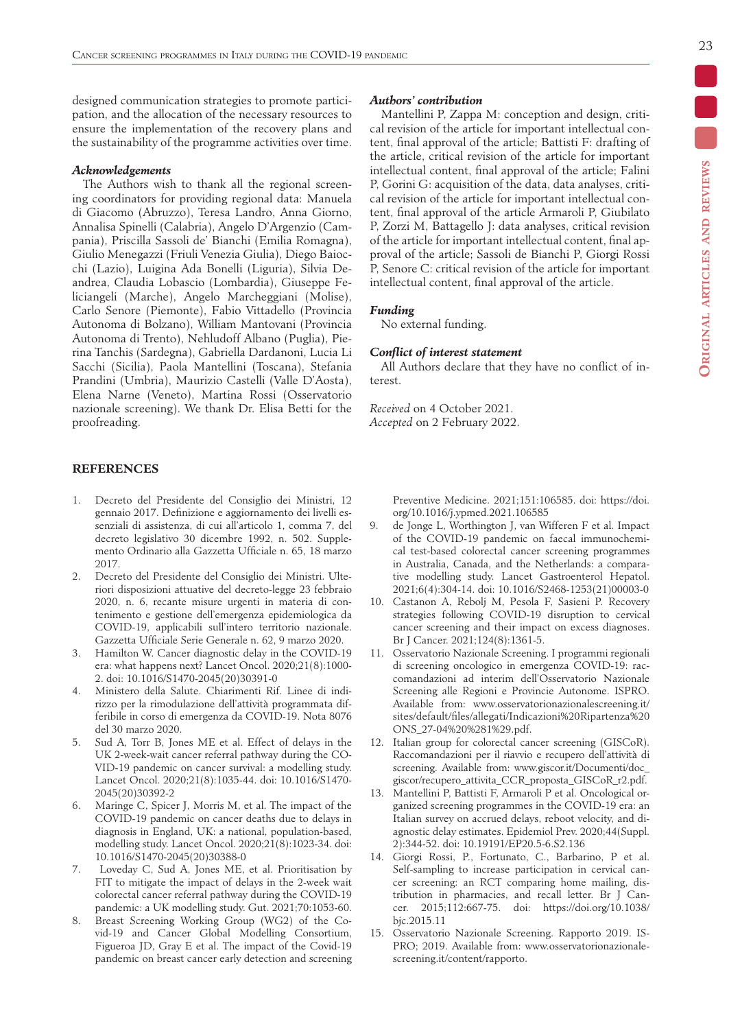designed communication strategies to promote participation, and the allocation of the necessary resources to ensure the implementation of the recovery plans and the sustainability of the programme activities over time.

### *Acknowledgements*

The Authors wish to thank all the regional screening coordinators for providing regional data: Manuela di Giacomo (Abruzzo), Teresa Landro, Anna Giorno, Annalisa Spinelli (Calabria), Angelo D'Argenzio (Campania), Priscilla Sassoli de' Bianchi (Emilia Romagna), Giulio Menegazzi (Friuli Venezia Giulia), Diego Baiocchi (Lazio), Luigina Ada Bonelli (Liguria), Silvia Deandrea, Claudia Lobascio (Lombardia), Giuseppe Feliciangeli (Marche), Angelo Marcheggiani (Molise), Carlo Senore (Piemonte), Fabio Vittadello (Provincia Autonoma di Bolzano), William Mantovani (Provincia Autonoma di Trento), Nehludoff Albano (Puglia), Pierina Tanchis (Sardegna), Gabriella Dardanoni, Lucia Li Sacchi (Sicilia), Paola Mantellini (Toscana), Stefania Prandini (Umbria), Maurizio Castelli (Valle D'Aosta), Elena Narne (Veneto), Martina Rossi (Osservatorio nazionale screening). We thank Dr. Elisa Betti for the proofreading.

### *Authors' contribution*

Mantellini P, Zappa M: conception and design, critical revision of the article for important intellectual content, final approval of the article; Battisti F: drafting of the article, critical revision of the article for important intellectual content, final approval of the article; Falini P, Gorini G: acquisition of the data, data analyses, critical revision of the article for important intellectual content, final approval of the article Armaroli P, Giubilato P, Zorzi M, Battagello J: data analyses, critical revision of the article for important intellectual content, final approval of the article; Sassoli de Bianchi P, Giorgi Rossi P, Senore C: critical revision of the article for important intellectual content, final approval of the article.

### *Funding*

No external funding.

### *Conflict of interest statement*

All Authors declare that they have no conflict of interest.

*Received* on 4 October 2021.
*Accepted* on 2 February 2022.

## REFERENCES

1. Decreto del Presidente del Consiglio dei Ministri, 12 gennaio 2017. Definizione e aggiornamento dei livelli essenziali di assistenza, di cui all'articolo 1, comma 7, del decreto legislativo 30 dicembre 1992, n. 502. Supplemento Ordinario alla Gazzetta Ufficiale n. 65, 18 marzo 2017.
2. Decreto del Presidente del Consiglio dei Ministri. Ulteriori disposizioni attuative del decreto-legge 23 febbraio 2020, n. 6, recante misure urgenti in materia di contenimento e gestione dell'emergenza epidemiologica da COVID-19, applicabili sull'intero territorio nazionale. Gazzetta Ufficiale Serie Generale n. 62, 9 marzo 2020.
3. Hamilton W. Cancer diagnostic delay in the COVID-19 era: what happens next? Lancet Oncol. 2020;21(8):1000-2. doi: 10.1016/S1470-2045(20)30391-0
4. Ministero della Salute. Chiarimenti Rif. Linee di indirizzo per la rimodulazione dell'attività programmata differibile in corso di emergenza da COVID-19. Nota 8076 del 30 marzo 2020.
5. Sud A, Torr B, Jones ME et al. Effect of delays in the UK 2-week-wait cancer referral pathway during the COVID-19 pandemic on cancer survival: a modelling study. Lancet Oncol. 2020;21(8):1035-44. doi: 10.1016/S1470-2045(20)30392-2
6. Maringe C, Spicer J, Morris M, et al. The impact of the COVID-19 pandemic on cancer deaths due to delays in diagnosis in England, UK: a national, population-based, modelling study. Lancet Oncol. 2020;21(8):1023-34. doi: 10.1016/S1470-2045(20)30388-0
7. Loveday C, Sud A, Jones ME, et al. Prioritisation by FIT to mitigate the impact of delays in the 2-week wait colorectal cancer referral pathway during the COVID-19 pandemic: a UK modelling study. Gut. 2021;70:1053-60.
8. Breast Screening Working Group (WG2) of the Covid-19 and Cancer Global Modelling Consortium, Figueroa JD, Gray E et al. The impact of the Covid-19 pandemic on breast cancer early detection and screening Preventive Medicine. 2021;151:106585. doi: https://doi.org/10.1016/j.ypmed.2021.106585
9. de Jonge L, Worthington J, van Wifferen F et al. Impact of the COVID-19 pandemic on faecal immunochemical test-based colorectal cancer screening programmes in Australia, Canada, and the Netherlands: a comparative modelling study. Lancet Gastroenterol Hepatol. 2021;6(4):304-14. doi: 10.1016/S2468-1253(21)00003-0
10. Castanon A, Rebolj M, Pesola F, Sasieni P. Recovery strategies following COVID-19 disruption to cervical cancer screening and their impact on excess diagnoses. Br J Cancer. 2021;124(8):1361-5.
11. Osservatorio Nazionale Screening. I programmi regionali di screening oncologico in emergenza COVID-19: raccomandazioni ad interim dell'Osservatorio Nazionale Screening alle Regioni e Provincie Autonome. ISPRO. Available from: www.osservatorionazionalescreening.it/sites/default/files/allegati/Indicazioni%20Ripartenza%20ONS_27-04%20%281%29.pdf.
12. Italian group for colorectal cancer screening (GISCoR). Raccomandazioni per il riavvio e recupero dell'attività di screening. Available from: www.giscor.it/Documenti/doc_giscor/recupero_attivita_CCR_proposta_GISCoR_r2.pdf.
13. Mantellini P, Battisti F, Armaroli P et al. Oncological organized screening programmes in the COVID-19 era: an Italian survey on accrued delays, reboot velocity, and diagnostic delay estimates. Epidemiol Prev. 2020;44(Suppl. 2):344-52. doi: 10.19191/EP20.5-6.S2.136
14. Giorgi Rossi, P., Fortunato, C., Barbarino, P et al. Self-sampling to increase participation in cervical cancer screening: an RCT comparing home mailing, distribution in pharmacies, and recall letter. Br J Cancer. 2015;112:667-75. doi: https://doi.org/10.1038/bjc.2015.11
15. Osservatorio Nazionale Screening. Rapporto 2019. ISPRO; 2019. Available from: www.osservatorionazionalescreening.it/content/rapporto.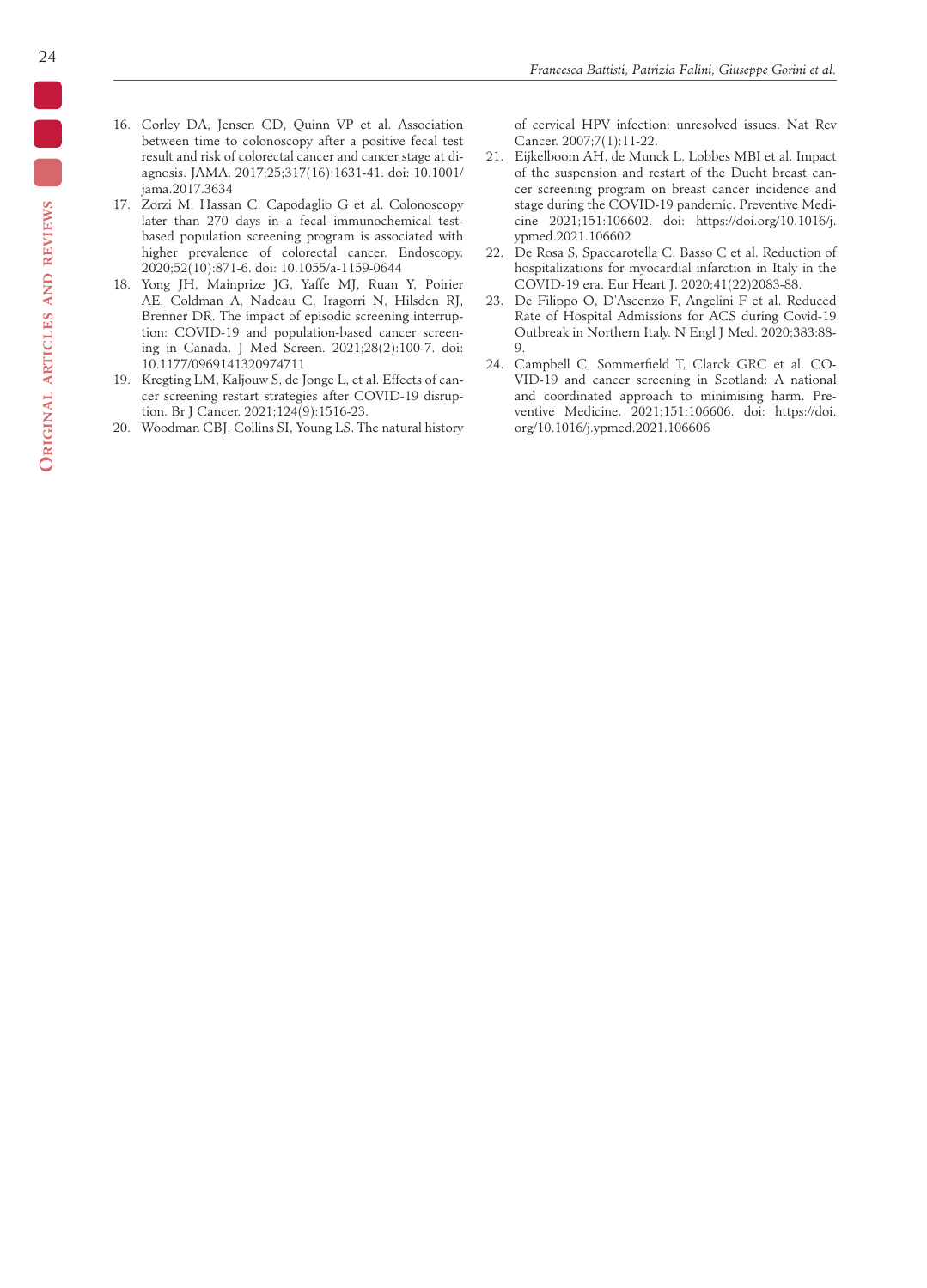16. Corley DA, Jensen CD, Quinn VP et al. Association between time to colonoscopy after a positive fecal test result and risk of colorectal cancer and cancer stage at diagnosis. JAMA. 2017;25;317(16):1631-41. doi: 10.1001/jama.2017.3634
17. Zorzi M, Hassan C, Capodaglio G et al. Colonoscopy later than 270 days in a fecal immunochemical test-based population screening program is associated with higher prevalence of colorectal cancer. Endoscopy. 2020;52(10):871-6. doi: 10.1055/a-1159-0644
18. Yong JH, Mainprize JG, Yaffe MJ, Ruan Y, Poirier AE, Coldman A, Nadeau C, Iragorri N, Hilsden RJ, Brenner DR. The impact of episodic screening interruption: COVID-19 and population-based cancer screening in Canada. J Med Screen. 2021;28(2):100-7. doi: 10.1177/0969141320974711
19. Kregting LM, Kaljouw S, de Jonge L, et al. Effects of cancer screening restart strategies after COVID-19 disruption. Br J Cancer. 2021;124(9):1516-23.
20. Woodman CBJ, Collins SI, Young LS. The natural history of cervical HPV infection: unresolved issues. Nat Rev Cancer. 2007;7(1):11-22.
21. Eijkelboom AH, de Munck L, Lobbes MBI et al. Impact of the suspension and restart of the Ducht breast cancer screening program on breast cancer incidence and stage during the COVID-19 pandemic. Preventive Medicine 2021;151:106602. doi: https://doi.org/10.1016/j.ypmed.2021.106602
22. De Rosa S, Spaccarotella C, Basso C et al. Reduction of hospitalizations for myocardial infarction in Italy in the COVID-19 era. Eur Heart J. 2020;41(22)2083-88.
23. De Filippo O, D'Ascenzo F, Angelini F et al. Reduced Rate of Hospital Admissions for ACS during Covid-19 Outbreak in Northern Italy. N Engl J Med. 2020;383:88-9.
24. Campbell C, Sommerfield T, Clarck GRC et al. COVID-19 and cancer screening in Scotland: A national and coordinated approach to minimising harm. Preventive Medicine. 2021;151:106606. doi: https://doi.org/10.1016/j.ypmed.2021.106606